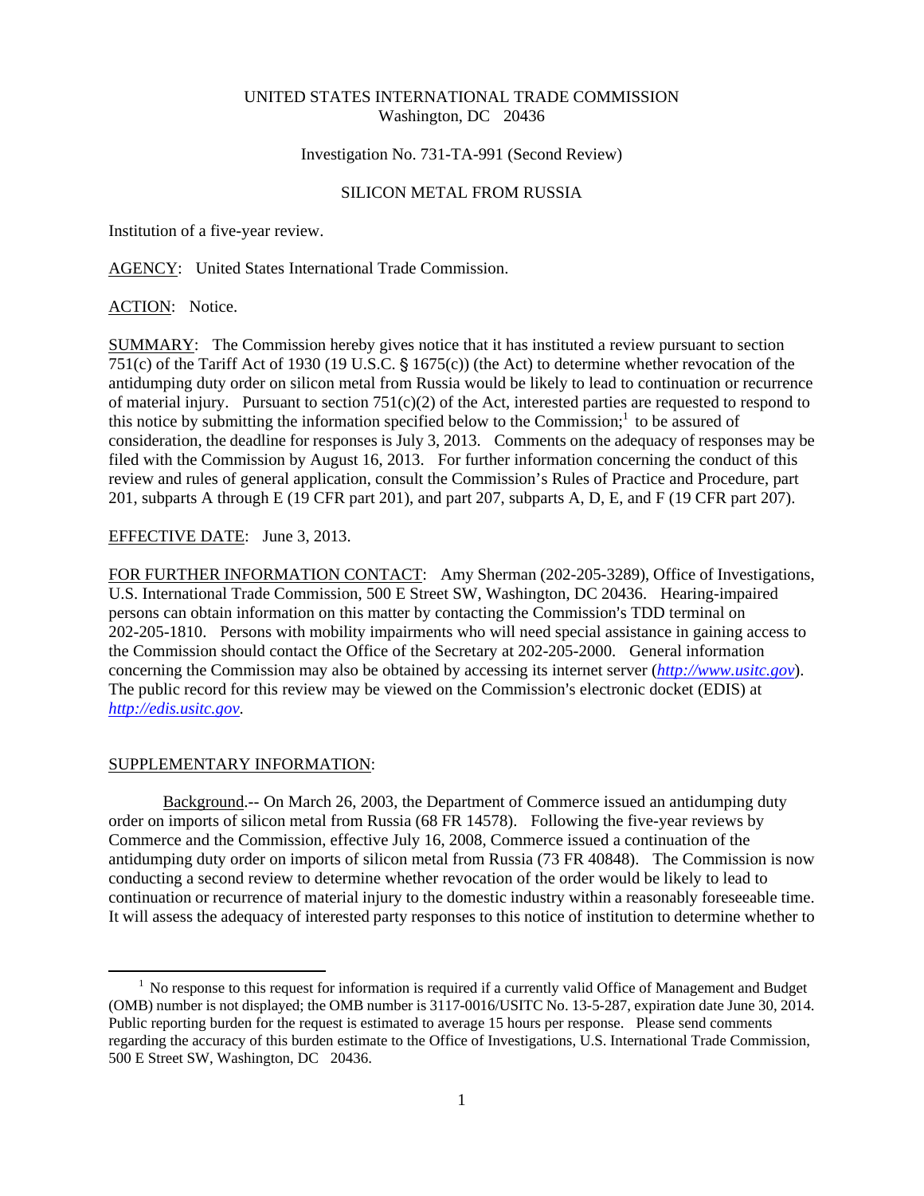UNITED STATES INTERNATIONAL TRADE COMMISSION
Washington, DC 20436

Investigation No. 731-TA-991 (Second Review)

SILICON METAL FROM RUSSIA

Institution of a five-year review.

AGENCY: United States International Trade Commission.

ACTION: Notice.

SUMMARY: The Commission hereby gives notice that it has instituted a review pursuant to section 751(c) of the Tariff Act of 1930 (19 U.S.C. § 1675(c)) (the Act) to determine whether revocation of the antidumping duty order on silicon metal from Russia would be likely to lead to continuation or recurrence of material injury. Pursuant to section 751(c)(2) of the Act, interested parties are requested to respond to this notice by submitting the information specified below to the Commission;[1] to be assured of consideration, the deadline for responses is July 3, 2013. Comments on the adequacy of responses may be filed with the Commission by August 16, 2013. For further information concerning the conduct of this review and rules of general application, consult the Commission's Rules of Practice and Procedure, part 201, subparts A through E (19 CFR part 201), and part 207, subparts A, D, E, and F (19 CFR part 207).

EFFECTIVE DATE: June 3, 2013.

FOR FURTHER INFORMATION CONTACT: Amy Sherman (202-205-3289), Office of Investigations, U.S. International Trade Commission, 500 E Street SW, Washington, DC 20436. Hearing-impaired persons can obtain information on this matter by contacting the Commission's TDD terminal on 202-205-1810. Persons with mobility impairments who will need special assistance in gaining access to the Commission should contact the Office of the Secretary at 202-205-2000. General information concerning the Commission may also be obtained by accessing its internet server (*http://www.usitc.gov*). The public record for this review may be viewed on the Commission's electronic docket (EDIS) at *http://edis.usitc.gov*.

SUPPLEMENTARY INFORMATION:

Background.-- On March 26, 2003, the Department of Commerce issued an antidumping duty order on imports of silicon metal from Russia (68 FR 14578). Following the five-year reviews by Commerce and the Commission, effective July 16, 2008, Commerce issued a continuation of the antidumping duty order on imports of silicon metal from Russia (73 FR 40848). The Commission is now conducting a second review to determine whether revocation of the order would be likely to lead to continuation or recurrence of material injury to the domestic industry within a reasonably foreseeable time. It will assess the adequacy of interested party responses to this notice of institution to determine whether to

[1] No response to this request for information is required if a currently valid Office of Management and Budget (OMB) number is not displayed; the OMB number is 3117-0016/USITC No. 13-5-287, expiration date June 30, 2014. Public reporting burden for the request is estimated to average 15 hours per response. Please send comments regarding the accuracy of this burden estimate to the Office of Investigations, U.S. International Trade Commission, 500 E Street SW, Washington, DC 20436.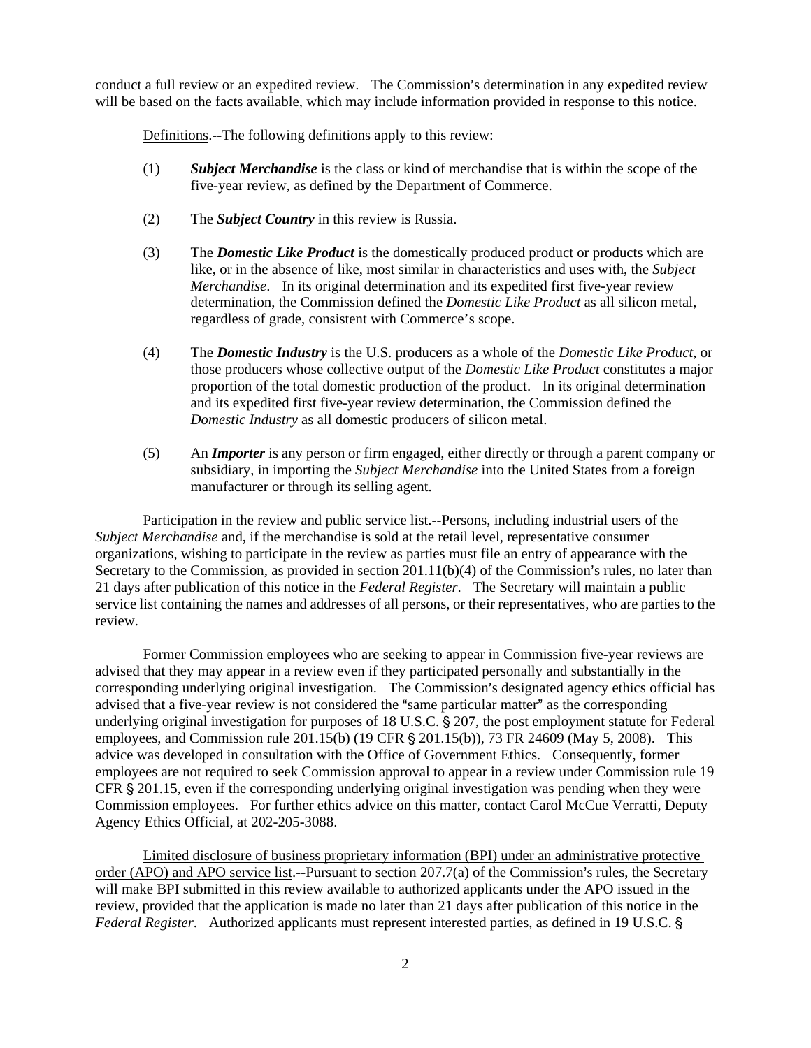conduct a full review or an expedited review. The Commission's determination in any expedited review will be based on the facts available, which may include information provided in response to this notice.

Definitions.--The following definitions apply to this review:

(1) ***Subject Merchandise*** is the class or kind of merchandise that is within the scope of the five-year review, as defined by the Department of Commerce.

(2) The ***Subject Country*** in this review is Russia.

(3) The ***Domestic Like Product*** is the domestically produced product or products which are like, or in the absence of like, most similar in characteristics and uses with, the *Subject Merchandise*. In its original determination and its expedited first five-year review determination, the Commission defined the *Domestic Like Product* as all silicon metal, regardless of grade, consistent with Commerce's scope.

(4) The ***Domestic Industry*** is the U.S. producers as a whole of the *Domestic Like Product*, or those producers whose collective output of the *Domestic Like Product* constitutes a major proportion of the total domestic production of the product. In its original determination and its expedited first five-year review determination, the Commission defined the *Domestic Industry* as all domestic producers of silicon metal.

(5) An ***Importer*** is any person or firm engaged, either directly or through a parent company or subsidiary, in importing the *Subject Merchandise* into the United States from a foreign manufacturer or through its selling agent.

Participation in the review and public service list.--Persons, including industrial users of the *Subject Merchandise* and, if the merchandise is sold at the retail level, representative consumer organizations, wishing to participate in the review as parties must file an entry of appearance with the Secretary to the Commission, as provided in section 201.11(b)(4) of the Commission's rules, no later than 21 days after publication of this notice in the *Federal Register*. The Secretary will maintain a public service list containing the names and addresses of all persons, or their representatives, who are parties to the review.

Former Commission employees who are seeking to appear in Commission five-year reviews are advised that they may appear in a review even if they participated personally and substantially in the corresponding underlying original investigation. The Commission's designated agency ethics official has advised that a five-year review is not considered the "same particular matter" as the corresponding underlying original investigation for purposes of 18 U.S.C. § 207, the post employment statute for Federal employees, and Commission rule 201.15(b) (19 CFR § 201.15(b)), 73 FR 24609 (May 5, 2008). This advice was developed in consultation with the Office of Government Ethics. Consequently, former employees are not required to seek Commission approval to appear in a review under Commission rule 19 CFR § 201.15, even if the corresponding underlying original investigation was pending when they were Commission employees. For further ethics advice on this matter, contact Carol McCue Verratti, Deputy Agency Ethics Official, at 202-205-3088.

Limited disclosure of business proprietary information (BPI) under an administrative protective order (APO) and APO service list.--Pursuant to section 207.7(a) of the Commission's rules, the Secretary will make BPI submitted in this review available to authorized applicants under the APO issued in the review, provided that the application is made no later than 21 days after publication of this notice in the *Federal Register*. Authorized applicants must represent interested parties, as defined in 19 U.S.C. §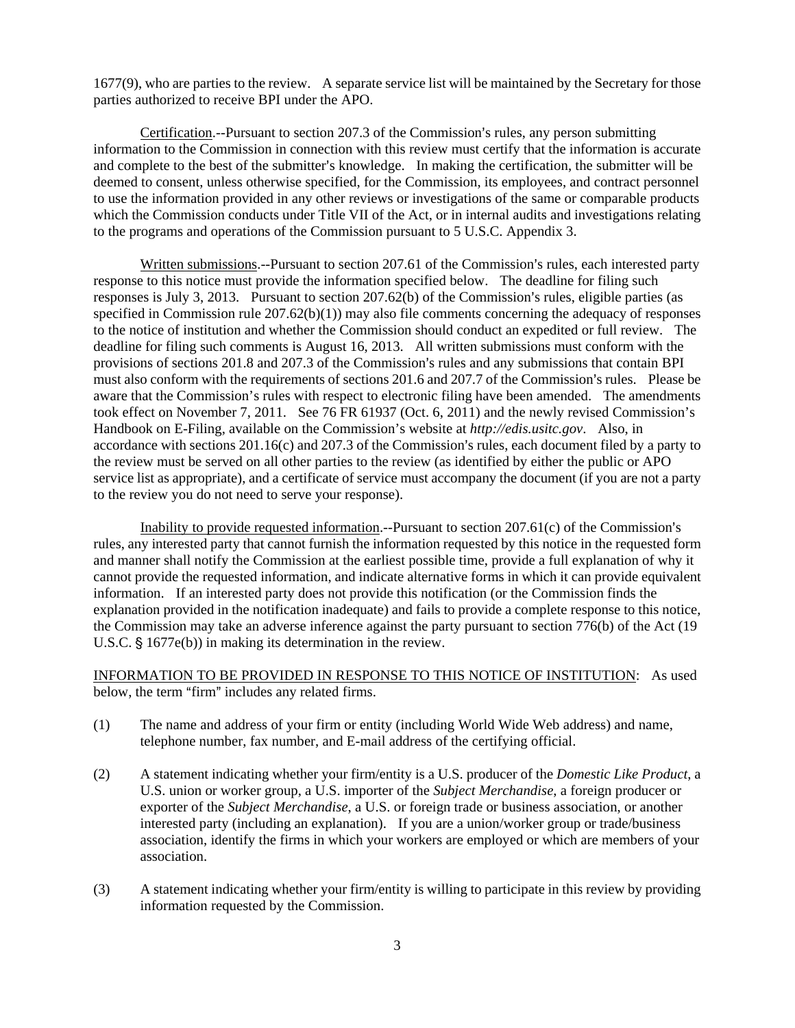1677(9), who are parties to the review. A separate service list will be maintained by the Secretary for those parties authorized to receive BPI under the APO.

Certification.--Pursuant to section 207.3 of the Commission's rules, any person submitting information to the Commission in connection with this review must certify that the information is accurate and complete to the best of the submitter's knowledge. In making the certification, the submitter will be deemed to consent, unless otherwise specified, for the Commission, its employees, and contract personnel to use the information provided in any other reviews or investigations of the same or comparable products which the Commission conducts under Title VII of the Act, or in internal audits and investigations relating to the programs and operations of the Commission pursuant to 5 U.S.C. Appendix 3.

Written submissions.--Pursuant to section 207.61 of the Commission's rules, each interested party response to this notice must provide the information specified below. The deadline for filing such responses is July 3, 2013. Pursuant to section 207.62(b) of the Commission's rules, eligible parties (as specified in Commission rule 207.62(b)(1)) may also file comments concerning the adequacy of responses to the notice of institution and whether the Commission should conduct an expedited or full review. The deadline for filing such comments is August 16, 2013. All written submissions must conform with the provisions of sections 201.8 and 207.3 of the Commission's rules and any submissions that contain BPI must also conform with the requirements of sections 201.6 and 207.7 of the Commission's rules. Please be aware that the Commission's rules with respect to electronic filing have been amended. The amendments took effect on November 7, 2011. See 76 FR 61937 (Oct. 6, 2011) and the newly revised Commission's Handbook on E-Filing, available on the Commission's website at *http://edis.usitc.gov*. Also, in accordance with sections 201.16(c) and 207.3 of the Commission's rules, each document filed by a party to the review must be served on all other parties to the review (as identified by either the public or APO service list as appropriate), and a certificate of service must accompany the document (if you are not a party to the review you do not need to serve your response).

Inability to provide requested information.--Pursuant to section 207.61(c) of the Commission's rules, any interested party that cannot furnish the information requested by this notice in the requested form and manner shall notify the Commission at the earliest possible time, provide a full explanation of why it cannot provide the requested information, and indicate alternative forms in which it can provide equivalent information. If an interested party does not provide this notification (or the Commission finds the explanation provided in the notification inadequate) and fails to provide a complete response to this notice, the Commission may take an adverse inference against the party pursuant to section 776(b) of the Act (19 U.S.C. § 1677e(b)) in making its determination in the review.

INFORMATION TO BE PROVIDED IN RESPONSE TO THIS NOTICE OF INSTITUTION: As used below, the term "firm" includes any related firms.

(1) The name and address of your firm or entity (including World Wide Web address) and name, telephone number, fax number, and E-mail address of the certifying official.

(2) A statement indicating whether your firm/entity is a U.S. producer of the *Domestic Like Product*, a U.S. union or worker group, a U.S. importer of the *Subject Merchandise*, a foreign producer or exporter of the *Subject Merchandise*, a U.S. or foreign trade or business association, or another interested party (including an explanation). If you are a union/worker group or trade/business association, identify the firms in which your workers are employed or which are members of your association.

(3) A statement indicating whether your firm/entity is willing to participate in this review by providing information requested by the Commission.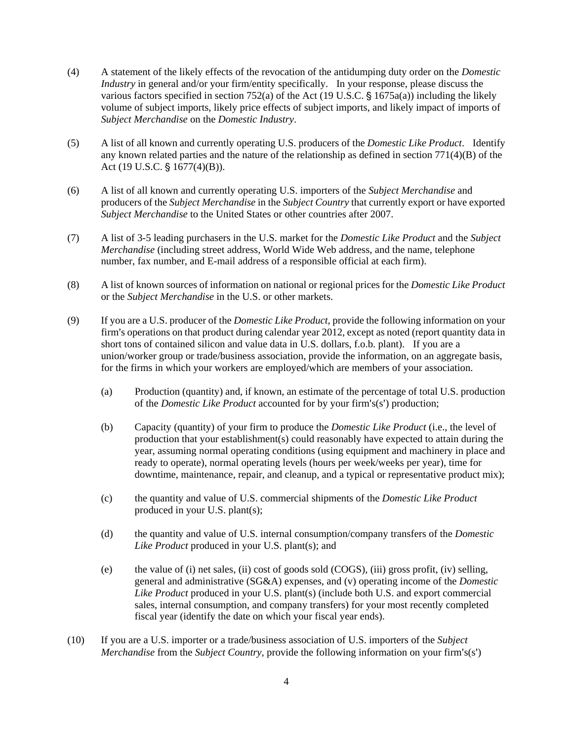(4) A statement of the likely effects of the revocation of the antidumping duty order on the *Domestic Industry* in general and/or your firm/entity specifically. In your response, please discuss the various factors specified in section 752(a) of the Act (19 U.S.C. § 1675a(a)) including the likely volume of subject imports, likely price effects of subject imports, and likely impact of imports of *Subject Merchandise* on the *Domestic Industry*.

(5) A list of all known and currently operating U.S. producers of the *Domestic Like Product*. Identify any known related parties and the nature of the relationship as defined in section 771(4)(B) of the Act (19 U.S.C. § 1677(4)(B)).

(6) A list of all known and currently operating U.S. importers of the *Subject Merchandise* and producers of the *Subject Merchandise* in the *Subject Country* that currently export or have exported *Subject Merchandise* to the United States or other countries after 2007.

(7) A list of 3-5 leading purchasers in the U.S. market for the *Domestic Like Product* and the *Subject Merchandise* (including street address, World Wide Web address, and the name, telephone number, fax number, and E-mail address of a responsible official at each firm).

(8) A list of known sources of information on national or regional prices for the *Domestic Like Product* or the *Subject Merchandise* in the U.S. or other markets.

(9) If you are a U.S. producer of the *Domestic Like Product*, provide the following information on your firm's operations on that product during calendar year 2012, except as noted (report quantity data in short tons of contained silicon and value data in U.S. dollars, f.o.b. plant). If you are a union/worker group or trade/business association, provide the information, on an aggregate basis, for the firms in which your workers are employed/which are members of your association.

  (a) Production (quantity) and, if known, an estimate of the percentage of total U.S. production of the *Domestic Like Product* accounted for by your firm's(s') production;

  (b) Capacity (quantity) of your firm to produce the *Domestic Like Product* (i.e., the level of production that your establishment(s) could reasonably have expected to attain during the year, assuming normal operating conditions (using equipment and machinery in place and ready to operate), normal operating levels (hours per week/weeks per year), time for downtime, maintenance, repair, and cleanup, and a typical or representative product mix);

  (c) the quantity and value of U.S. commercial shipments of the *Domestic Like Product* produced in your U.S. plant(s);

  (d) the quantity and value of U.S. internal consumption/company transfers of the *Domestic Like Product* produced in your U.S. plant(s); and

  (e) the value of (i) net sales, (ii) cost of goods sold (COGS), (iii) gross profit, (iv) selling, general and administrative (SG&A) expenses, and (v) operating income of the *Domestic Like Product* produced in your U.S. plant(s) (include both U.S. and export commercial sales, internal consumption, and company transfers) for your most recently completed fiscal year (identify the date on which your fiscal year ends).

(10) If you are a U.S. importer or a trade/business association of U.S. importers of the *Subject Merchandise* from the *Subject Country*, provide the following information on your firm's(s')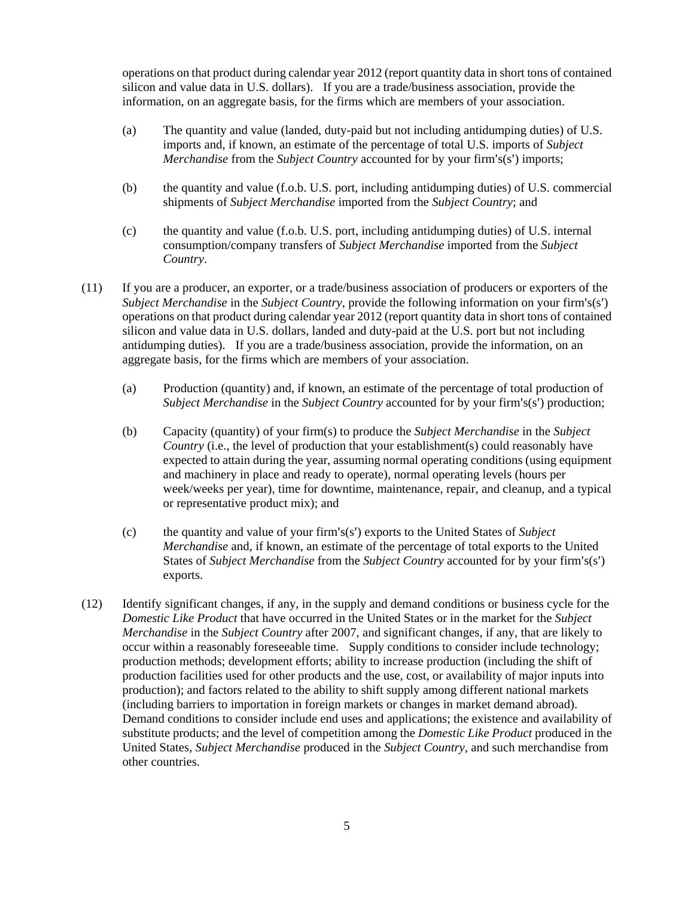operations on that product during calendar year 2012 (report quantity data in short tons of contained silicon and value data in U.S. dollars). If you are a trade/business association, provide the information, on an aggregate basis, for the firms which are members of your association.

(a) The quantity and value (landed, duty-paid but not including antidumping duties) of U.S. imports and, if known, an estimate of the percentage of total U.S. imports of *Subject Merchandise* from the *Subject Country* accounted for by your firm's(s') imports;

(b) the quantity and value (f.o.b. U.S. port, including antidumping duties) of U.S. commercial shipments of *Subject Merchandise* imported from the *Subject Country*; and

(c) the quantity and value (f.o.b. U.S. port, including antidumping duties) of U.S. internal consumption/company transfers of *Subject Merchandise* imported from the *Subject Country*.

(11) If you are a producer, an exporter, or a trade/business association of producers or exporters of the *Subject Merchandise* in the *Subject Country*, provide the following information on your firm's(s') operations on that product during calendar year 2012 (report quantity data in short tons of contained silicon and value data in U.S. dollars, landed and duty-paid at the U.S. port but not including antidumping duties). If you are a trade/business association, provide the information, on an aggregate basis, for the firms which are members of your association.

(a) Production (quantity) and, if known, an estimate of the percentage of total production of *Subject Merchandise* in the *Subject Country* accounted for by your firm's(s') production;

(b) Capacity (quantity) of your firm(s) to produce the *Subject Merchandise* in the *Subject Country* (i.e., the level of production that your establishment(s) could reasonably have expected to attain during the year, assuming normal operating conditions (using equipment and machinery in place and ready to operate), normal operating levels (hours per week/weeks per year), time for downtime, maintenance, repair, and cleanup, and a typical or representative product mix); and

(c) the quantity and value of your firm's(s') exports to the United States of *Subject Merchandise* and, if known, an estimate of the percentage of total exports to the United States of *Subject Merchandise* from the *Subject Country* accounted for by your firm's(s') exports.

(12) Identify significant changes, if any, in the supply and demand conditions or business cycle for the *Domestic Like Product* that have occurred in the United States or in the market for the *Subject Merchandise* in the *Subject Country* after 2007, and significant changes, if any, that are likely to occur within a reasonably foreseeable time. Supply conditions to consider include technology; production methods; development efforts; ability to increase production (including the shift of production facilities used for other products and the use, cost, or availability of major inputs into production); and factors related to the ability to shift supply among different national markets (including barriers to importation in foreign markets or changes in market demand abroad). Demand conditions to consider include end uses and applications; the existence and availability of substitute products; and the level of competition among the *Domestic Like Product* produced in the United States, *Subject Merchandise* produced in the *Subject Country*, and such merchandise from other countries.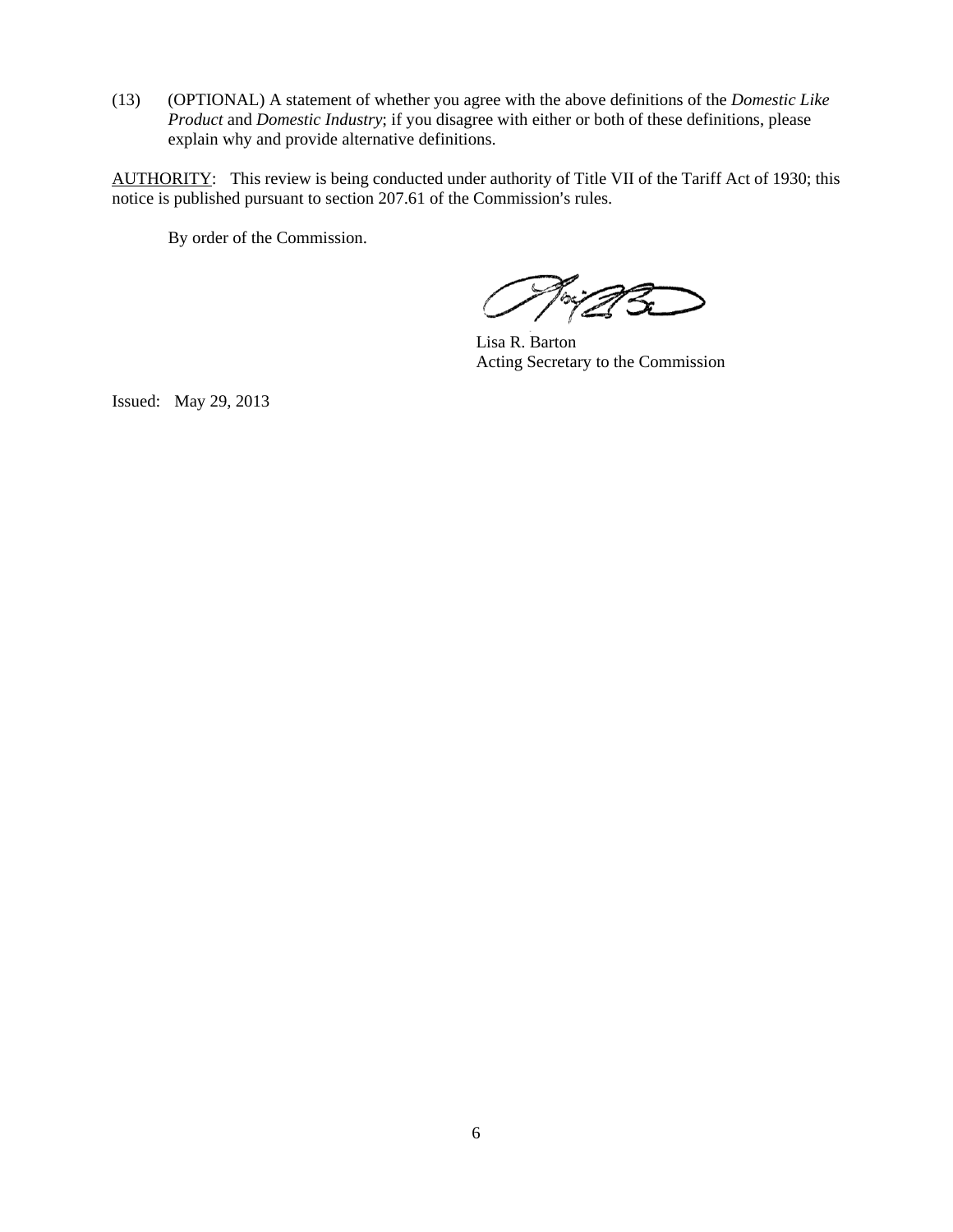(13) (OPTIONAL) A statement of whether you agree with the above definitions of the *Domestic Like Product* and *Domestic Industry*; if you disagree with either or both of these definitions, please explain why and provide alternative definitions.

AUTHORITY: This review is being conducted under authority of Title VII of the Tariff Act of 1930; this notice is published pursuant to section 207.61 of the Commission's rules.

By order of the Commission.

Lisa R. Barton
Acting Secretary to the Commission

Issued: May 29, 2013